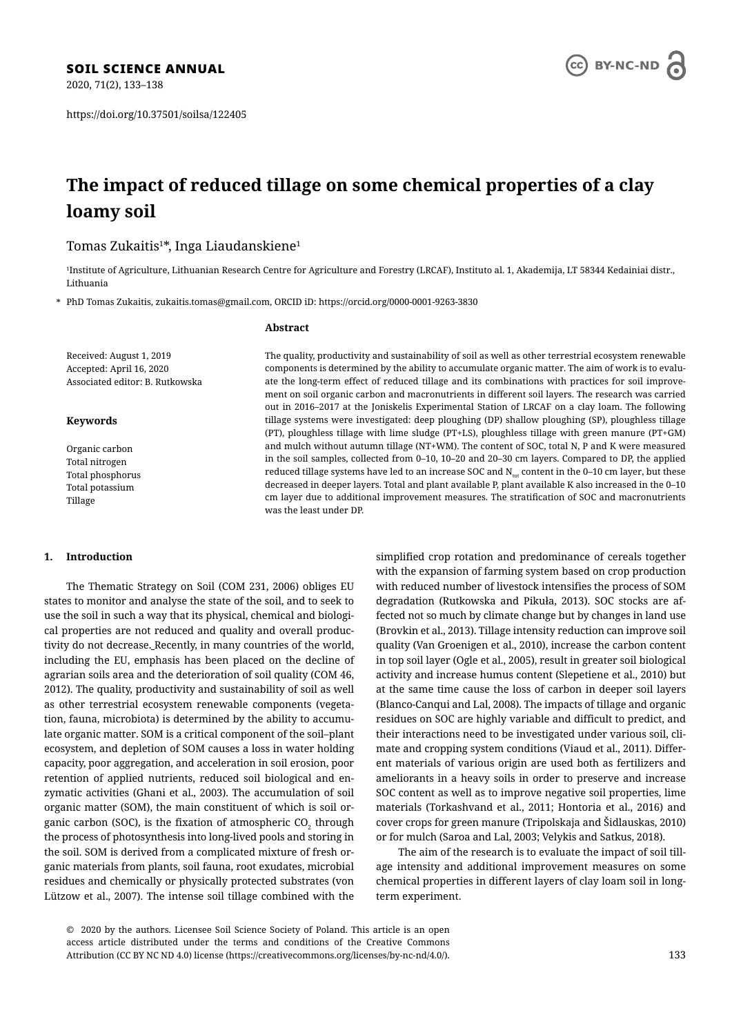SOIL SCIENCE ANNUAL

https://doi.org/10.37501/soilsa/122405

# The impact of reduced tillage on some chemical properties of a clay loamy soil

Tomas Zukaitis[1]*, Inga Liaudanskiene[1]

[1]Institute of Agriculture, Lithuanian Research Centre for Agriculture and Forestry (LRCAF), Instituto al. 1, Akademija, LT 58344 Kedainiai distr., Lithuania

\* PhD Tomas Zukaitis, zukaitis.tomas@gmail.com, ORCID iD: https://orcid.org/0000-0001-9263-3830

Received: August 1, 2019
Accepted: April 16, 2020
Associated editor: B. Rutkowska

**Keywords**

Organic carbon
Total nitrogen
Total phosphorus
Total potassium
Tillage

**Abstract**

The quality, productivity and sustainability of soil as well as other terrestrial ecosystem renewable components is determined by the ability to accumulate organic matter. The aim of work is to evaluate the long-term effect of reduced tillage and its combinations with practices for soil improvement on soil organic carbon and macronutrients in different soil layers. The research was carried out in 2016–2017 at the Joniskelis Experimental Station of LRCAF on a clay loam. The following tillage systems were investigated: deep ploughing (DP) shallow ploughing (SP), ploughless tillage (PT), ploughless tillage with lime sludge (PT+LS), ploughless tillage with green manure (PT+GM) and mulch without autumn tillage (NT+WM). The content of SOC, total N, P and K were measured in the soil samples, collected from 0–10, 10–20 and 20–30 cm layers. Compared to DP, the applied reduced tillage systems have led to an increase SOC and $N_{tot}$ content in the 0–10 cm layer, but these decreased in deeper layers. Total and plant available P, plant available K also increased in the 0–10 cm layer due to additional improvement measures. The stratification of SOC and macronutrients was the least under DP.

## 1. Introduction

The Thematic Strategy on Soil (COM 231, 2006) obliges EU states to monitor and analyse the state of the soil, and to seek to use the soil in such a way that its physical, chemical and biological properties are not reduced and quality and overall productivity do not decrease. Recently, in many countries of the world, including the EU, emphasis has been placed on the decline of agrarian soils area and the deterioration of soil quality (COM 46, 2012). The quality, productivity and sustainability of soil as well as other terrestrial ecosystem renewable components (vegetation, fauna, microbiota) is determined by the ability to accumulate organic matter. SOM is a critical component of the soil–plant ecosystem, and depletion of SOM causes a loss in water holding capacity, poor aggregation, and acceleration in soil erosion, poor retention of applied nutrients, reduced soil biological and enzymatic activities (Ghani et al., 2003). The accumulation of soil organic matter (SOM), the main constituent of which is soil organic carbon (SOC), is the fixation of atmospheric $CO_2$ through the process of photosynthesis into long-lived pools and storing in the soil. SOM is derived from a complicated mixture of fresh organic materials from plants, soil fauna, root exudates, microbial residues and chemically or physically protected substrates (von Lützow et al., 2007). The intense soil tillage combined with the simplified crop rotation and predominance of cereals together with the expansion of farming system based on crop production with reduced number of livestock intensifies the process of SOM degradation (Rutkowska and Pikuła, 2013). SOC stocks are affected not so much by climate change but by changes in land use (Brovkin et al., 2013). Tillage intensity reduction can improve soil quality (Van Groenigen et al., 2010), increase the carbon content in top soil layer (Ogle et al., 2005), result in greater soil biological activity and increase humus content (Slepetiene et al., 2010) but at the same time cause the loss of carbon in deeper soil layers (Blanco-Canqui and Lal, 2008). The impacts of tillage and organic residues on SOC are highly variable and difficult to predict, and their interactions need to be investigated under various soil, climate and cropping system conditions (Viaud et al., 2011). Different materials of various origin are used both as fertilizers and ameliorants in a heavy soils in order to preserve and increase SOC content as well as to improve negative soil properties, lime materials (Torkashvand et al., 2011; Hontoria et al., 2016) and cover crops for green manure (Tripolskaja and Šidlauskas, 2010) or for mulch (Saroa and Lal, 2003; Velykis and Satkus, 2018).

The aim of the research is to evaluate the impact of soil tillage intensity and additional improvement measures on some chemical properties in different layers of clay loam soil in long-term experiment.

© 2020 by the authors. Licensee Soil Science Society of Poland. This article is an open access article distributed under the terms and conditions of the Creative Commons Attribution (CC BY NC ND 4.0) license (https://creativecommons.org/licenses/by-nc-nd/4.0/).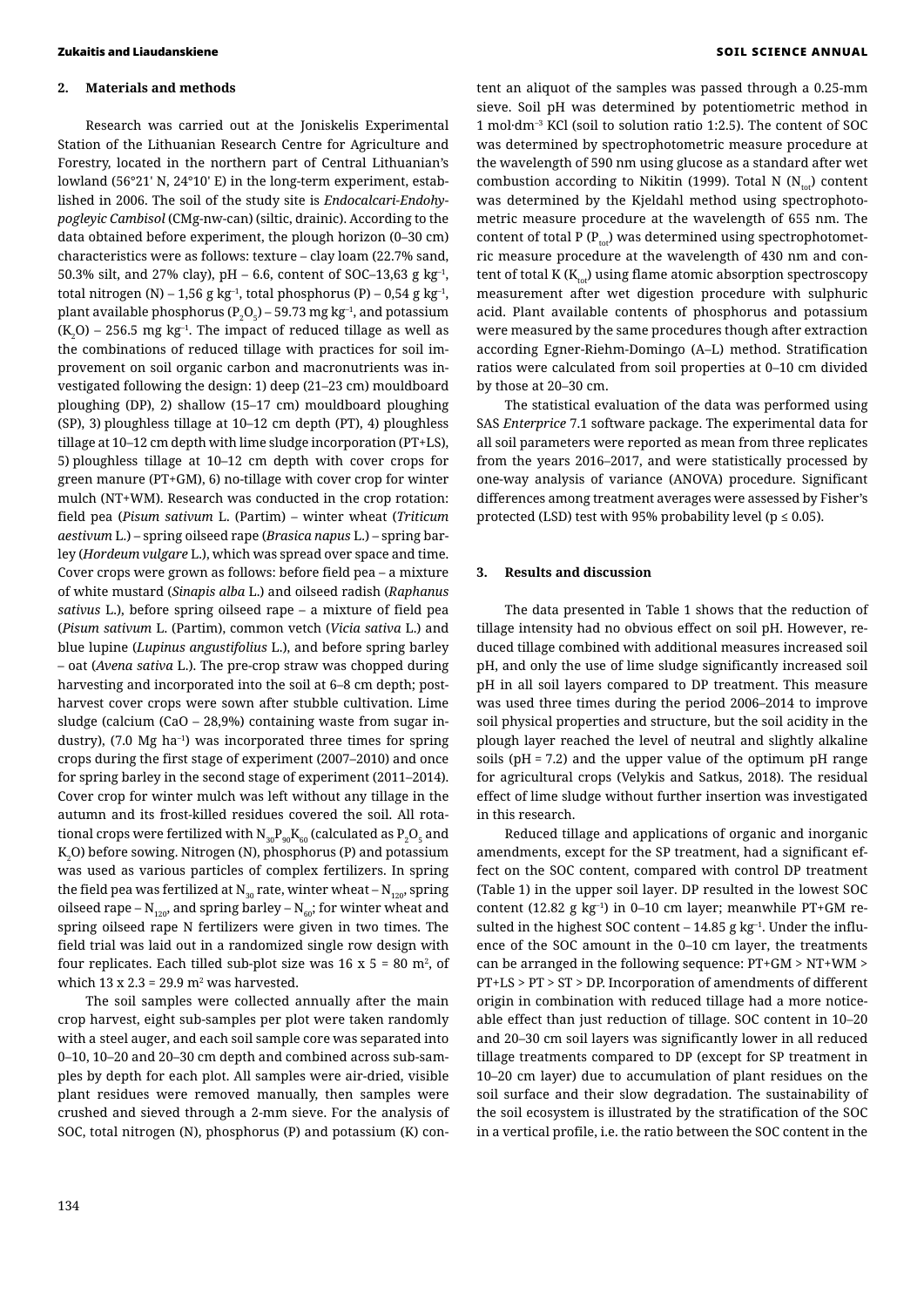## 2. Materials and methods

Research was carried out at the Joniskelis Experimental Station of the Lithuanian Research Centre for Agriculture and Forestry, located in the northern part of Central Lithuanian's lowland (56°21' N, 24°10' E) in the long-term experiment, established in 2006. The soil of the study site is *Endocalcari-Endohypogleyic Cambisol* (CMg-nw-can) (siltic, drainic). According to the data obtained before experiment, the plough horizon (0–30 cm) characteristics were as follows: texture – clay loam (22.7% sand, 50.3% silt, and 27% clay), pH – 6.6, content of SOC–13,63 g kg$^{-1}$, total nitrogen (N) – 1,56 g kg$^{-1}$, total phosphorus (P) – 0,54 g kg$^{-1}$, plant available phosphorus ($P_2O_5$) – 59.73 mg kg$^{-1}$, and potassium ($K_2O$) – 256.5 mg kg$^{-1}$. The impact of reduced tillage as well as the combinations of reduced tillage with practices for soil improvement on soil organic carbon and macronutrients was investigated following the design: 1) deep (21–23 cm) mouldboard ploughing (DP), 2) shallow (15–17 cm) mouldboard ploughing (SP), 3) ploughless tillage at 10–12 cm depth (PT), 4) ploughless tillage at 10–12 cm depth with lime sludge incorporation (PT+LS), 5) ploughless tillage at 10–12 cm depth with cover crops for green manure (PT+GM), 6) no-tillage with cover crop for winter mulch (NT+WM). Research was conducted in the crop rotation: field pea (*Pisum sativum* L. (Partim) – winter wheat (*Triticum aestivum* L.) – spring oilseed rape (*Brasica napus* L.) – spring barley (*Hordeum vulgare* L.), which was spread over space and time. Cover crops were grown as follows: before field pea – a mixture of white mustard (*Sinapis alba* L.) and oilseed radish (*Raphanus sativus* L.), before spring oilseed rape – a mixture of field pea (*Pisum sativum* L. (Partim), common vetch (*Vicia sativa* L.) and blue lupine (*Lupinus angustifolius* L.), and before spring barley – oat (*Avena sativa* L.). The pre-crop straw was chopped during harvesting and incorporated into the soil at 6–8 cm depth; post-harvest cover crops were sown after stubble cultivation. Lime sludge (calcium (CaO – 28,9%) containing waste from sugar industry), (7.0 Mg ha$^{-1}$) was incorporated three times for spring crops during the first stage of experiment (2007–2010) and once for spring barley in the second stage of experiment (2011–2014). Cover crop for winter mulch was left without any tillage in the autumn and its frost-killed residues covered the soil. All rotational crops were fertilized with $N_{30}P_{90}K_{60}$ (calculated as $P_2O_5$ and $K_2O$) before sowing. Nitrogen (N), phosphorus (P) and potassium was used as various particles of complex fertilizers. In spring the field pea was fertilized at $N_{30}$ rate, winter wheat – $N_{120}$, spring oilseed rape – $N_{120}$, and spring barley – $N_{60}$; for winter wheat and spring oilseed rape N fertilizers were given in two times. The field trial was laid out in a randomized single row design with four replicates. Each tilled sub-plot size was 16 x 5 = 80 m$^2$, of which 13 x 2.3 = 29.9 m$^2$ was harvested.

The soil samples were collected annually after the main crop harvest, eight sub-samples per plot were taken randomly with a steel auger, and each soil sample core was separated into 0–10, 10–20 and 20–30 cm depth and combined across sub-samples by depth for each plot. All samples were air-dried, visible plant residues were removed manually, then samples were crushed and sieved through a 2-mm sieve. For the analysis of SOC, total nitrogen (N), phosphorus (P) and potassium (K) content an aliquot of the samples was passed through a 0.25-mm sieve. Soil pH was determined by potentiometric method in 1 mol·dm$^{-3}$ KCl (soil to solution ratio 1:2.5). The content of SOC was determined by spectrophotometric measure procedure at the wavelength of 590 nm using glucose as a standard after wet combustion according to Nikitin (1999). Total N ($N_{tot}$) content was determined by the Kjeldahl method using spectrophotometric measure procedure at the wavelength of 655 nm. The content of total P ($P_{tot}$) was determined using spectrophotometric measure procedure at the wavelength of 430 nm and content of total K ($K_{tot}$) using flame atomic absorption spectroscopy measurement after wet digestion procedure with sulphuric acid. Plant available contents of phosphorus and potassium were measured by the same procedures though after extraction according Egner-Riehm-Domingo (A–L) method. Stratification ratios were calculated from soil properties at 0–10 cm divided by those at 20–30 cm.

The statistical evaluation of the data was performed using SAS *Enterprice* 7.1 software package. The experimental data for all soil parameters were reported as mean from three replicates from the years 2016–2017, and were statistically processed by one-way analysis of variance (ANOVA) procedure. Significant differences among treatment averages were assessed by Fisher's protected (LSD) test with 95% probability level ($p \le 0.05$).

## 3. Results and discussion

The data presented in Table 1 shows that the reduction of tillage intensity had no obvious effect on soil pH. However, reduced tillage combined with additional measures increased soil pH, and only the use of lime sludge significantly increased soil pH in all soil layers compared to DP treatment. This measure was used three times during the period 2006–2014 to improve soil physical properties and structure, but the soil acidity in the plough layer reached the level of neutral and slightly alkaline soils (pH = 7.2) and the upper value of the optimum pH range for agricultural crops (Velykis and Satkus, 2018). The residual effect of lime sludge without further insertion was investigated in this research.

Reduced tillage and applications of organic and inorganic amendments, except for the SP treatment, had a significant effect on the SOC content, compared with control DP treatment (Table 1) in the upper soil layer. DP resulted in the lowest SOC content (12.82 g kg$^{-1}$) in 0–10 cm layer; meanwhile PT+GM resulted in the highest SOC content – 14.85 g kg$^{-1}$. Under the influence of the SOC amount in the 0–10 cm layer, the treatments can be arranged in the following sequence: PT+GM > NT+WM > PT+LS > PT > ST > DP. Incorporation of amendments of different origin in combination with reduced tillage had a more noticeable effect than just reduction of tillage. SOC content in 10–20 and 20–30 cm soil layers was significantly lower in all reduced tillage treatments compared to DP (except for SP treatment in 10–20 cm layer) due to accumulation of plant residues on the soil surface and their slow degradation. The sustainability of the soil ecosystem is illustrated by the stratification of the SOC in a vertical profile, i.e. the ratio between the SOC content in the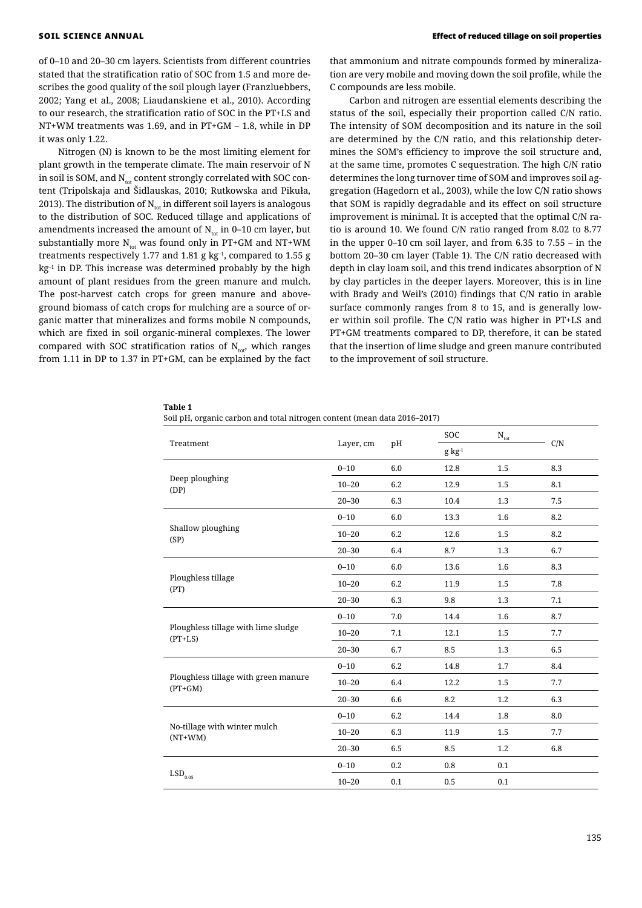of 0–10 and 20–30 cm layers. Scientists from different countries stated that the stratification ratio of SOC from 1.5 and more describes the good quality of the soil plough layer (Franzluebbers, 2002; Yang et al., 2008; Liaudanskiene et al., 2010). According to our research, the stratification ratio of SOC in the PT+LS and NT+WM treatments was 1.69, and in PT+GM – 1.8, while in DP it was only 1.22.

Nitrogen (N) is known to be the most limiting element for plant growth in the temperate climate. The main reservoir of N in soil is SOM, and $N_{tot}$ content strongly correlated with SOC content (Tripolskaja and Šidlauskas, 2010; Rutkowska and Pikuła, 2013). The distribution of $N_{tot}$ in different soil layers is analogous to the distribution of SOC. Reduced tillage and applications of amendments increased the amount of $N_{tot}$ in 0–10 cm layer, but substantially more $N_{tot}$ was found only in PT+GM and NT+WM treatments respectively 1.77 and 1.81 g kg$^{-1}$, compared to 1.55 g kg$^{-1}$ in DP. This increase was determined probably by the high amount of plant residues from the green manure and mulch. The post-harvest catch crops for green manure and above-ground biomass of catch crops for mulching are a source of organic matter that mineralizes and forms mobile N compounds, which are fixed in soil organic-mineral complexes. The lower compared with SOC stratification ratios of $N_{tot}$, which ranges from 1.11 in DP to 1.37 in PT+GM, can be explained by the fact that ammonium and nitrate compounds formed by mineralization are very mobile and moving down the soil profile, while the C compounds are less mobile.

Carbon and nitrogen are essential elements describing the status of the soil, especially their proportion called C/N ratio. The intensity of SOM decomposition and its nature in the soil are determined by the C/N ratio, and this relationship determines the SOM's efficiency to improve the soil structure and, at the same time, promotes C sequestration. The high C/N ratio determines the long turnover time of SOM and improves soil aggregation (Hagedorn et al., 2003), while the low C/N ratio shows that SOM is rapidly degradable and its effect on soil structure improvement is minimal. It is accepted that the optimal C/N ratio is around 10. We found C/N ratio ranged from 8.02 to 8.77 in the upper 0–10 cm soil layer, and from 6.35 to 7.55 – in the bottom 20–30 cm layer (Table 1). The C/N ratio decreased with depth in clay loam soil, and this trend indicates absorption of N by clay particles in the deeper layers. Moreover, this is in line with Brady and Weil's (2010) findings that C/N ratio in arable surface commonly ranges from 8 to 15, and is generally lower within soil profile. The C/N ratio was higher in PT+LS and PT+GM treatments compared to DP, therefore, it can be stated that the insertion of lime sludge and green manure contributed to the improvement of soil structure.

**Table 1**
Soil pH, organic carbon and total nitrogen content (mean data 2016–2017)

| Treatment | Layer, cm | pH | SOC | $N_{tot}$ | C/N |
|---|---|---|---|---|---|
| | | | g kg$^{-1}$ | | |
| Deep ploughing (DP) | 0–10 | 6.0 | 12.8 | 1.5 | 8.3 |
| | 10–20 | 6.2 | 12.9 | 1.5 | 8.1 |
| | 20–30 | 6.3 | 10.4 | 1.3 | 7.5 |
| Shallow ploughing (SP) | 0–10 | 6.0 | 13.3 | 1.6 | 8.2 |
| | 10–20 | 6.2 | 12.6 | 1.5 | 8.2 |
| | 20–30 | 6.4 | 8.7 | 1.3 | 6.7 |
| Ploughless tillage (PT) | 0–10 | 6.0 | 13.6 | 1.6 | 8.3 |
| | 10–20 | 6.2 | 11.9 | 1.5 | 7.8 |
| | 20–30 | 6.3 | 9.8 | 1.3 | 7.1 |
| Ploughless tillage with lime sludge (PT+LS) | 0–10 | 7.0 | 14.4 | 1.6 | 8.7 |
| | 10–20 | 7.1 | 12.1 | 1.5 | 7.7 |
| | 20–30 | 6.7 | 8.5 | 1.3 | 6.5 |
| Ploughless tillage with green manure (PT+GM) | 0–10 | 6.2 | 14.8 | 1.7 | 8.4 |
| | 10–20 | 6.4 | 12.2 | 1.5 | 7.7 |
| | 20–30 | 6.6 | 8.2 | 1.2 | 6.3 |
| No-tillage with winter mulch (NT+WM) | 0–10 | 6.2 | 14.4 | 1.8 | 8.0 |
| | 10–20 | 6.3 | 11.9 | 1.5 | 7.7 |
| | 20–30 | 6.5 | 8.5 | 1.2 | 6.8 |
| $LSD_{0.05}$ | 0–10 | 0.2 | 0.8 | 0.1 | |
| | 10–20 | 0.1 | 0.5 | 0.1 | |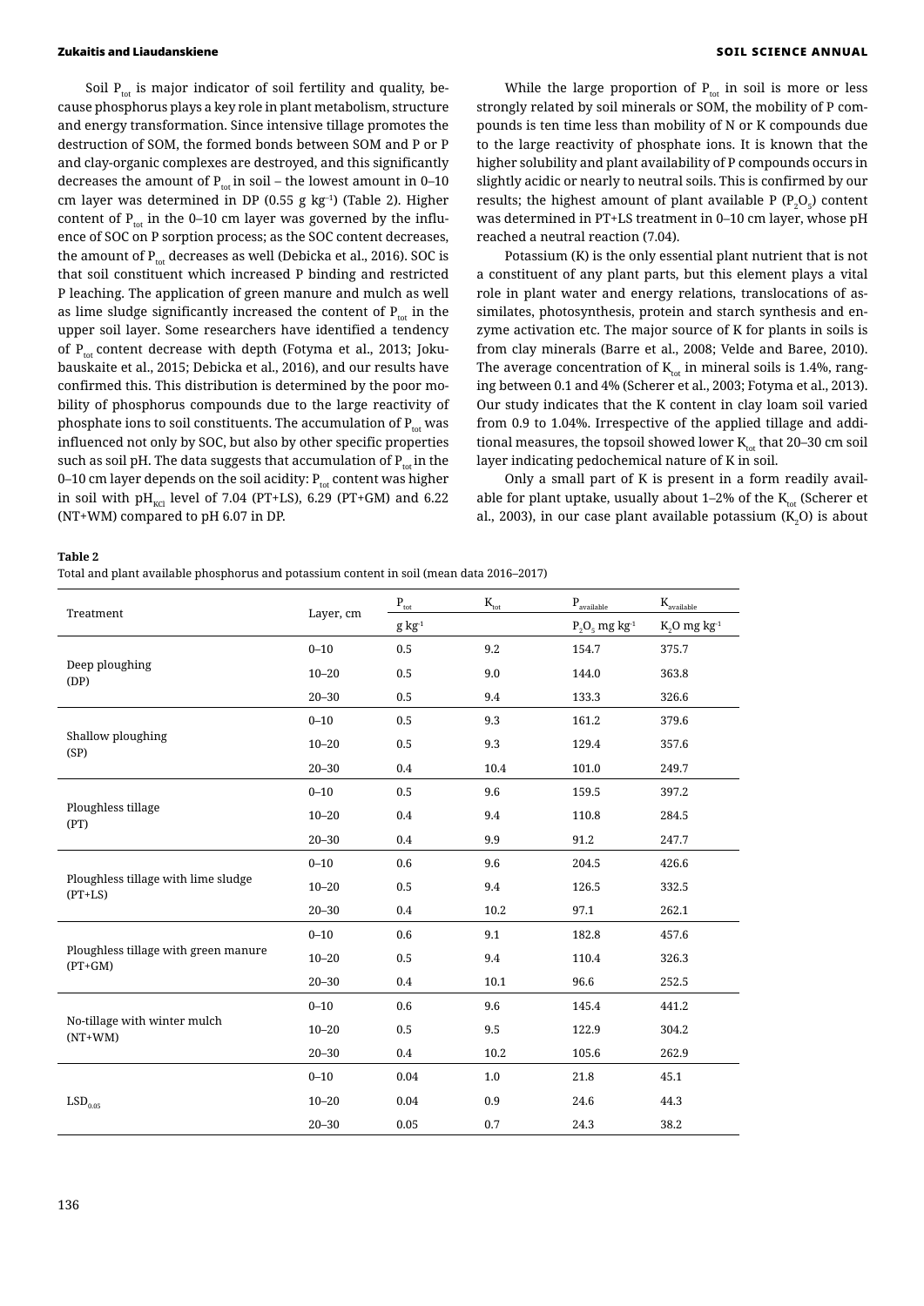Soil $P_{tot}$ is major indicator of soil fertility and quality, because phosphorus plays a key role in plant metabolism, structure and energy transformation. Since intensive tillage promotes the destruction of SOM, the formed bonds between SOM and P or P and clay-organic complexes are destroyed, and this significantly decreases the amount of $P_{tot}$ in soil – the lowest amount in 0–10 cm layer was determined in DP (0.55 g $kg^{-1}$) (Table 2). Higher content of $P_{tot}$ in the 0–10 cm layer was governed by the influence of SOC on P sorption process; as the SOC content decreases, the amount of $P_{tot}$ decreases as well (Debicka et al., 2016). SOC is that soil constituent which increased P binding and restricted P leaching. The application of green manure and mulch as well as lime sludge significantly increased the content of $P_{tot}$ in the upper soil layer. Some researchers have identified a tendency of $P_{tot}$ content decrease with depth (Fotyma et al., 2013; Jokubauskaite et al., 2015; Debicka et al., 2016), and our results have confirmed this. This distribution is determined by the poor mobility of phosphorus compounds due to the large reactivity of phosphate ions to soil constituents. The accumulation of $P_{tot}$ was influenced not only by SOC, but also by other specific properties such as soil pH. The data suggests that accumulation of $P_{tot}$ in the 0–10 cm layer depends on the soil acidity: $P_{tot}$ content was higher in soil with $pH_{KCl}$ level of 7.04 (PT+LS), 6.29 (PT+GM) and 6.22 (NT+WM) compared to pH 6.07 in DP.

While the large proportion of $P_{tot}$ in soil is more or less strongly related by soil minerals or SOM, the mobility of P compounds is ten time less than mobility of N or K compounds due to the large reactivity of phosphate ions. It is known that the higher solubility and plant availability of P compounds occurs in slightly acidic or nearly to neutral soils. This is confirmed by our results; the highest amount of plant available P ($P_2O_5$) content was determined in PT+LS treatment in 0–10 cm layer, whose pH reached a neutral reaction (7.04).

Potassium (K) is the only essential plant nutrient that is not a constituent of any plant parts, but this element plays a vital role in plant water and energy relations, translocations of assimilates, photosynthesis, protein and starch synthesis and enzyme activation etc. The major source of K for plants in soils is from clay minerals (Barre et al., 2008; Velde and Baree, 2010). The average concentration of $K_{tot}$ in mineral soils is 1.4%, ranging between 0.1 and 4% (Scherer et al., 2003; Fotyma et al., 2013). Our study indicates that the K content in clay loam soil varied from 0.9 to 1.04%. Irrespective of the applied tillage and additional measures, the topsoil showed lower $K_{tot}$ that 20–30 cm soil layer indicating pedochemical nature of K in soil.

Only a small part of K is present in a form readily available for plant uptake, usually about 1–2% of the $K_{tot}$ (Scherer et al., 2003), in our case plant available potassium ($K_2O$) is about

**Table 2**

Total and plant available phosphorus and potassium content in soil (mean data 2016–2017)

| Treatment | Layer, cm | $P_{tot}$ | $K_{tot}$ | $P_{available}$ | $K_{available}$ |
|---|---|---|---|---|---|
| | | g $kg^{-1}$ | | $P_2O_5$ mg $kg^{-1}$ | $K_2O$ mg $kg^{-1}$ |
| Deep ploughing (DP) | 0–10 | 0.5 | 9.2 | 154.7 | 375.7 |
| | 10–20 | 0.5 | 9.0 | 144.0 | 363.8 |
| | 20–30 | 0.5 | 9.4 | 133.3 | 326.6 |
| Shallow ploughing (SP) | 0–10 | 0.5 | 9.3 | 161.2 | 379.6 |
| | 10–20 | 0.5 | 9.3 | 129.4 | 357.6 |
| | 20–30 | 0.4 | 10.4 | 101.0 | 249.7 |
| Ploughless tillage (PT) | 0–10 | 0.5 | 9.6 | 159.5 | 397.2 |
| | 10–20 | 0.4 | 9.4 | 110.8 | 284.5 |
| | 20–30 | 0.4 | 9.9 | 91.2 | 247.7 |
| Ploughless tillage with lime sludge (PT+LS) | 0–10 | 0.6 | 9.6 | 204.5 | 426.6 |
| | 10–20 | 0.5 | 9.4 | 126.5 | 332.5 |
| | 20–30 | 0.4 | 10.2 | 97.1 | 262.1 |
| Ploughless tillage with green manure (PT+GM) | 0–10 | 0.6 | 9.1 | 182.8 | 457.6 |
| | 10–20 | 0.5 | 9.4 | 110.4 | 326.3 |
| | 20–30 | 0.4 | 10.1 | 96.6 | 252.5 |
| No-tillage with winter mulch (NT+WM) | 0–10 | 0.6 | 9.6 | 145.4 | 441.2 |
| | 10–20 | 0.5 | 9.5 | 122.9 | 304.2 |
| | 20–30 | 0.4 | 10.2 | 105.6 | 262.9 |
| $LSD_{0.05}$ | 0–10 | 0.04 | 1.0 | 21.8 | 45.1 |
| | 10–20 | 0.04 | 0.9 | 24.6 | 44.3 |
| | 20–30 | 0.05 | 0.7 | 24.3 | 38.2 |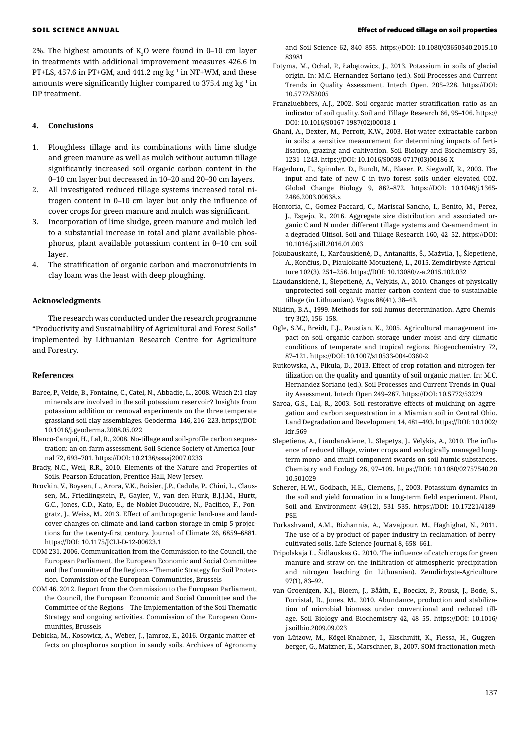2%. The highest amounts of $K_2O$ were found in 0–10 cm layer in treatments with additional improvement measures 426.6 in PT+LS, 457.6 in PT+GM, and 441.2 mg $kg^{-1}$ in NT+WM, and these amounts were significantly higher compared to 375.4 mg $kg^{-1}$ in DP treatment.

## 4. Conclusions

1. Ploughless tillage and its combinations with lime sludge and green manure as well as mulch without autumn tillage significantly increased soil organic carbon content in the 0–10 cm layer but decreased in 10–20 and 20–30 cm layers.
2. All investigated reduced tillage systems increased total nitrogen content in 0–10 cm layer but only the influence of cover crops for green manure and mulch was significant.
3. Incorporation of lime sludge, green manure and mulch led to a substantial increase in total and plant available phosphorus, plant available potassium content in 0–10 cm soil layer.
4. The stratification of organic carbon and macronutrients in clay loam was the least with deep ploughing.

## Acknowledgments

The research was conducted under the research programme "Productivity and Sustainability of Agricultural and Forest Soils" implemented by Lithuanian Research Centre for Agriculture and Forestry.

## References

Baree, P., Velde, B., Fontaine, C., Catel, N., Abbadie, L., 2008. Which 2:1 clay minerals are involved in the soil potassium reservoir? Insights from potassium addition or removal experiments on the three temperate grassland soil clay assemblages. Geoderma 146, 216–223. https://DOI: 10.1016/j.geoderma.2008.05.022

Blanco-Canqui, H., Lal, R., 2008. No-tillage and soil-profile carbon sequestration: an on-farm assessment. Soil Science Society of America Journal 72, 693–701. https://DOI: 10.2136/sssaj2007.0233

Brady, N.C., Weil, R.R., 2010. Elements of the Nature and Properties of Soils. Pearson Education, Prentice Hall, New Jersey.

Brovkin, V., Boysen, L., Arora, V.K., Boisier, J.P., Cadule, P., Chini, L., Claussen, M., Friedlingstein, P., Gayler, V., van den Hurk, B.J.J.M., Hurtt, G.C., Jones, C.D., Kato, E., de Noblet-Ducoudre, N., Pacifico, F., Pongratz, J., Weiss, M., 2013. Effect of anthropogenic land-use and land-cover changes on climate and land carbon storage in cmip 5 projections for the twenty-first century. Journal of Climate 26, 6859–6881. https://DOI: 10.1175/JCLI-D-12-00623.1

COM 231. 2006. Communication from the Commission to the Council, the European Parliament, the European Economic and Social Committee and the Committee of the Regions – Thematic Strategy for Soil Protection. Commission of the European Communities, Brussels

COM 46. 2012. Report from the Commission to the European Parliament, the Council, the European Economic and Social Committee and the Committee of the Regions – The Implementation of the Soil Thematic Strategy and ongoing activities. Commission of the European Communities, Brussels

Debicka, M., Kosowicz, A., Weber, J., Jamroz, E., 2016. Organic matter effects on phosphorus sorption in sandy soils. Archives of Agronomy and Soil Science 62, 840–855. https://DOI: 10.1080/03650340.2015.1083981

Fotyma, M., Ochal, P., Łabętowicz, J., 2013. Potassium in soils of glacial origin. In: M.C. Hernandez Soriano (ed.). Soil Processes and Current Trends in Quality Assessment. Intech Open, 205–228. https://DOI: 10.5772/52005

Franzluebbers, A.J., 2002. Soil organic matter stratification ratio as an indicator of soil quality. Soil and Tillage Research 66, 95–106. https://DOI: 10.1016/S0167-1987(02)00018-1

Ghani, A., Dexter, M., Perrott, K.W., 2003. Hot-water extractable carbon in soils: a sensitive measurement for determining impacts of fertilisation, grazing and cultivation. Soil Biology and Biochemistry 35, 1231–1243. https://DOI: 10.1016/S0038-0717(03)00186-X

Hagedorn, F., Spinnler, D., Bundt, M., Blaser, P., Siegwolf, R., 2003. The input and fate of new C in two forest soils under elevated CO2. Global Change Biology 9, 862–872. https://DOI: 10.1046/j.1365-2486.2003.00638.x

Hontoria, C., Gomez-Paccard, C., Mariscal-Sancho, I., Benito, M., Perez, J., Espejo, R., 2016. Aggregate size distribution and associated organic C and N under different tillage systems and Ca-amendment in a degraded Ultisol. Soil and Tillage Research 160, 42–52. https://DOI: 10.1016/j.still.2016.01.003

Jokubauskaitė, I., Karčauskienė, D., Antanaitis, Š., Mažvila, J., Šlepetienė, A., Končius, D., Piaulokaitė-Motuzienė, L., 2015. Zemdirbyste-Agriculture 102(3), 251–256. https://DOI: 10.13080/z-a.2015.102.032

Liaudanskienė, I., Šlepetienė, A., Velykis, A., 2010. Changes of physically unprotected soil organic matter carbon content due to sustainable tillage (in Lithuanian). Vagos 88(41), 38–43.

Nikitin, B.A., 1999. Methods for soil humus determination. Agro Chemistry 3(2), 156–158.

Ogle, S.M., Breidt, F.J., Paustian, K., 2005. Agricultural management impact on soil organic carbon storage under moist and dry climatic conditions of temperate and tropical regions. Biogeochemistry 72, 87–121. https://DOI: 10.1007/s10533-004-0360-2

Rutkowska, A., Pikuła, D., 2013. Effect of crop rotation and nitrogen fertilization on the quality and quantity of soil organic matter. In: M.C. Hernandez Soriano (ed.). Soil Processes and Current Trends in Quality Assessment. Intech Open 249–267. https://DOI: 10.5772/53229

Saroa, G.S., Lal, R., 2003. Soil restorative effects of mulching on aggregation and carbon sequestration in a Miamian soil in Central Ohio. Land Degradation and Development 14, 481–493. https://DOI: 10.1002/ldr.569

Slepetiene, A., Liaudanskiene, I., Slepetys, J., Velykis, A., 2010. The influence of reduced tillage, winter crops and ecologically managed long-term mono- and multi-component swards on soil humic substances. Chemistry and Ecology 26, 97–109. https://DOI: 10.1080/02757540.2010.501029

Scherer, H.W., Godbach, H.E., Clemens, J., 2003. Potassium dynamics in the soil and yield formation in a long-term field experiment. Plant, Soil and Environment 49(12), 531–535. https://DOI: 10.17221/4189-PSE

Torkashvand, A.M., Bizhannia, A., Mavajpour, M., Haghighat, N., 2011. The use of a by-product of paper industry in reclamation of berry-cultivated soils. Life Science Journal 8, 658–661.

Tripolskaja L., Šidlauskas G., 2010. The influence of catch crops for green manure and straw on the infiltration of atmospheric precipitation and nitrogen leaching (in Lithuanian). Zemdirbyste-Agriculture 97(1), 83–92.

van Groenigen, K.J., Bloem, J., Bååth, E., Boeckx, P., Rousk, J., Bode, S., Forristal, D., Jones, M., 2010. Abundance, production and stabilization of microbial biomass under conventional and reduced tillage. Soil Biology and Biochemistry 42, 48–55. https://DOI: 10.1016/j.soilbio.2009.09.023

von Lützow, M., Kögel-Knabner, I., Ekschmitt, K., Flessa, H., Guggenberger, G., Matzner, E., Marschner, B., 2007. SOM fractionation meth-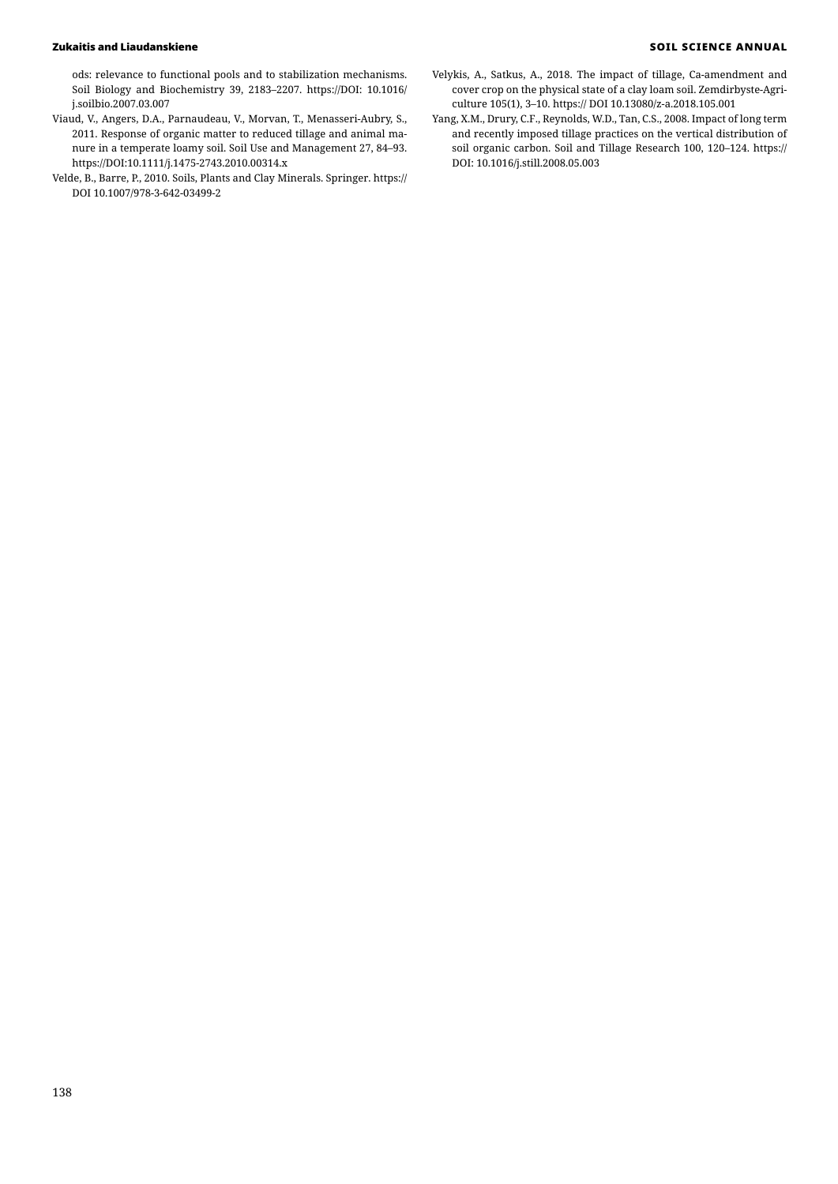ods: relevance to functional pools and to stabilization mechanisms. Soil Biology and Biochemistry 39, 2183–2207. https://DOI: 10.1016/j.soilbio.2007.03.007

Viaud, V., Angers, D.A., Parnaudeau, V., Morvan, T., Menasseri-Aubry, S., 2011. Response of organic matter to reduced tillage and animal manure in a temperate loamy soil. Soil Use and Management 27, 84–93. https://DOI:10.1111/j.1475-2743.2010.00314.x

Velde, B., Barre, P., 2010. Soils, Plants and Clay Minerals. Springer. https://DOI 10.1007/978-3-642-03499-2

Velykis, A., Satkus, A., 2018. The impact of tillage, Ca-amendment and cover crop on the physical state of a clay loam soil. Zemdirbyste-Agriculture 105(1), 3–10. https:// DOI 10.13080/z-a.2018.105.001

Yang, X.M., Drury, C.F., Reynolds, W.D., Tan, C.S., 2008. Impact of long term and recently imposed tillage practices on the vertical distribution of soil organic carbon. Soil and Tillage Research 100, 120–124. https:// DOI: 10.1016/j.still.2008.05.003